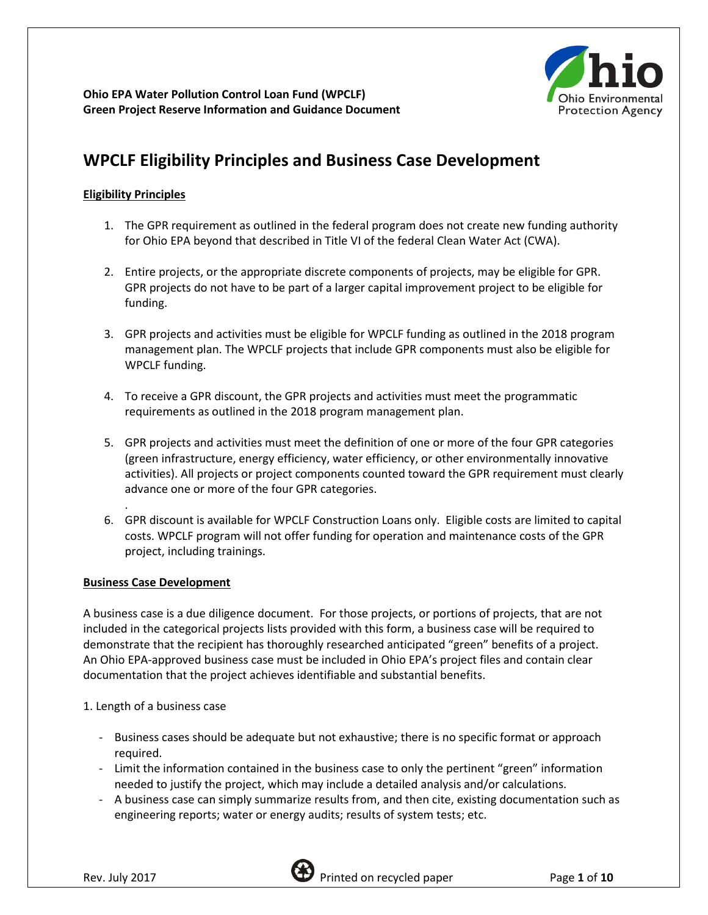**Ohio EPA Water Pollution Control Loan Fund (WPCLF)**
**Green Project Reserve Information and Guidance Document**

# WPCLF Eligibility Principles and Business Case Development

## Eligibility Principles

1. The GPR requirement as outlined in the federal program does not create new funding authority for Ohio EPA beyond that described in Title VI of the federal Clean Water Act (CWA).

2. Entire projects, or the appropriate discrete components of projects, may be eligible for GPR. GPR projects do not have to be part of a larger capital improvement project to be eligible for funding.

3. GPR projects and activities must be eligible for WPCLF funding as outlined in the 2018 program management plan. The WPCLF projects that include GPR components must also be eligible for WPCLF funding.

4. To receive a GPR discount, the GPR projects and activities must meet the programmatic requirements as outlined in the 2018 program management plan.

5. GPR projects and activities must meet the definition of one or more of the four GPR categories (green infrastructure, energy efficiency, water efficiency, or other environmentally innovative activities). All projects or project components counted toward the GPR requirement must clearly advance one or more of the four GPR categories.
.
6. GPR discount is available for WPCLF Construction Loans only. Eligible costs are limited to capital costs. WPCLF program will not offer funding for operation and maintenance costs of the GPR project, including trainings.

## Business Case Development

A business case is a due diligence document. For those projects, or portions of projects, that are not included in the categorical projects lists provided with this form, a business case will be required to demonstrate that the recipient has thoroughly researched anticipated "green" benefits of a project. An Ohio EPA-approved business case must be included in Ohio EPA's project files and contain clear documentation that the project achieves identifiable and substantial benefits.

1. Length of a business case

- Business cases should be adequate but not exhaustive; there is no specific format or approach required.
- Limit the information contained in the business case to only the pertinent "green" information needed to justify the project, which may include a detailed analysis and/or calculations.
- A business case can simply summarize results from, and then cite, existing documentation such as engineering reports; water or energy audits; results of system tests; etc.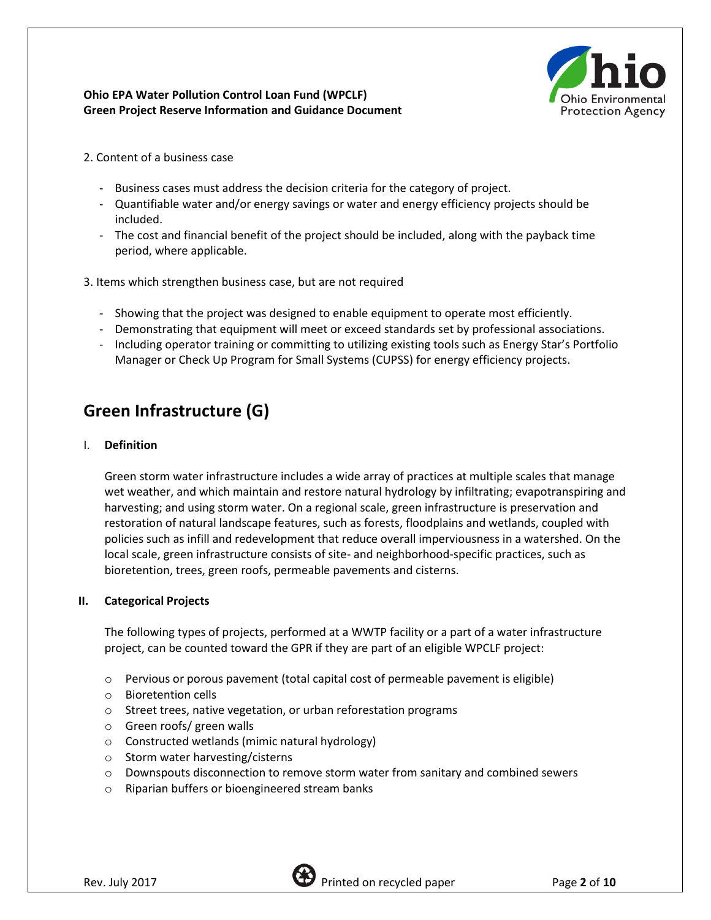2. Content of a business case

- Business cases must address the decision criteria for the category of project.
- Quantifiable water and/or energy savings or water and energy efficiency projects should be included.
- The cost and financial benefit of the project should be included, along with the payback time period, where applicable.

3. Items which strengthen business case, but are not required

- Showing that the project was designed to enable equipment to operate most efficiently.
- Demonstrating that equipment will meet or exceed standards set by professional associations.
- Including operator training or committing to utilizing existing tools such as Energy Star's Portfolio Manager or Check Up Program for Small Systems (CUPSS) for energy efficiency projects.

# Green Infrastructure (G)

## I. Definition

Green storm water infrastructure includes a wide array of practices at multiple scales that manage wet weather, and which maintain and restore natural hydrology by infiltrating; evapotranspiring and harvesting; and using storm water. On a regional scale, green infrastructure is preservation and restoration of natural landscape features, such as forests, floodplains and wetlands, coupled with policies such as infill and redevelopment that reduce overall imperviousness in a watershed. On the local scale, green infrastructure consists of site- and neighborhood-specific practices, such as bioretention, trees, green roofs, permeable pavements and cisterns.

## II. Categorical Projects

The following types of projects, performed at a WWTP facility or a part of a water infrastructure project, can be counted toward the GPR if they are part of an eligible WPCLF project:

- Pervious or porous pavement (total capital cost of permeable pavement is eligible)
- Bioretention cells
- Street trees, native vegetation, or urban reforestation programs
- Green roofs/ green walls
- Constructed wetlands (mimic natural hydrology)
- Storm water harvesting/cisterns
- Downspouts disconnection to remove storm water from sanitary and combined sewers
- Riparian buffers or bioengineered stream banks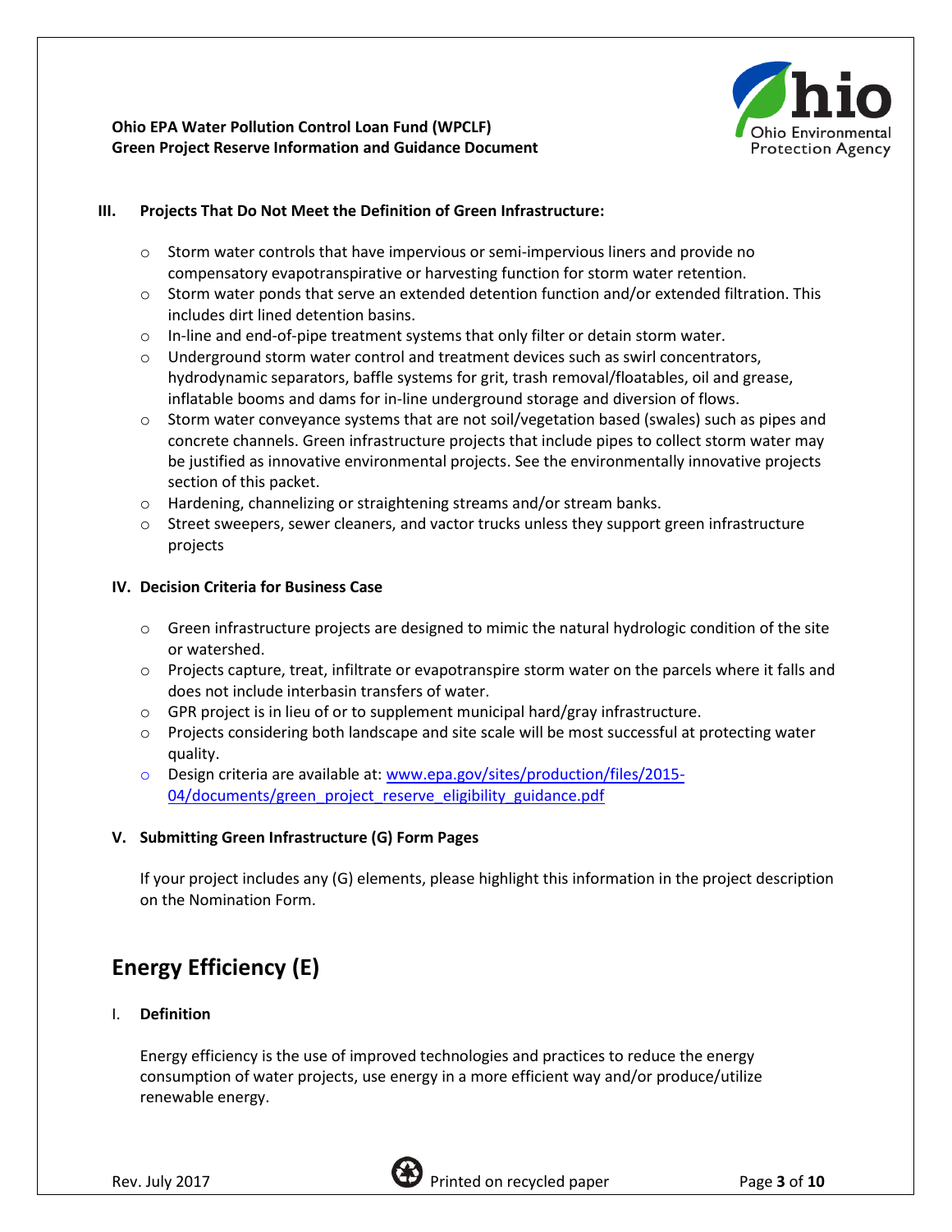### III. Projects That Do Not Meet the Definition of Green Infrastructure:

- Storm water controls that have impervious or semi-impervious liners and provide no compensatory evapotranspirative or harvesting function for storm water retention.
- Storm water ponds that serve an extended detention function and/or extended filtration. This includes dirt lined detention basins.
- In-line and end-of-pipe treatment systems that only filter or detain storm water.
- Underground storm water control and treatment devices such as swirl concentrators, hydrodynamic separators, baffle systems for grit, trash removal/floatables, oil and grease, inflatable booms and dams for in-line underground storage and diversion of flows.
- Storm water conveyance systems that are not soil/vegetation based (swales) such as pipes and concrete channels. Green infrastructure projects that include pipes to collect storm water may be justified as innovative environmental projects. See the environmentally innovative projects section of this packet.
- Hardening, channelizing or straightening streams and/or stream banks.
- Street sweepers, sewer cleaners, and vactor trucks unless they support green infrastructure projects

### IV. Decision Criteria for Business Case

- Green infrastructure projects are designed to mimic the natural hydrologic condition of the site or watershed.
- Projects capture, treat, infiltrate or evapotranspire storm water on the parcels where it falls and does not include interbasin transfers of water.
- GPR project is in lieu of or to supplement municipal hard/gray infrastructure.
- Projects considering both landscape and site scale will be most successful at protecting water quality.
- Design criteria are available at: www.epa.gov/sites/production/files/2015-04/documents/green_project_reserve_eligibility_guidance.pdf

### V. Submitting Green Infrastructure (G) Form Pages

If your project includes any (G) elements, please highlight this information in the project description on the Nomination Form.

## Energy Efficiency (E)

### I. Definition

Energy efficiency is the use of improved technologies and practices to reduce the energy consumption of water projects, use energy in a more efficient way and/or produce/utilize renewable energy.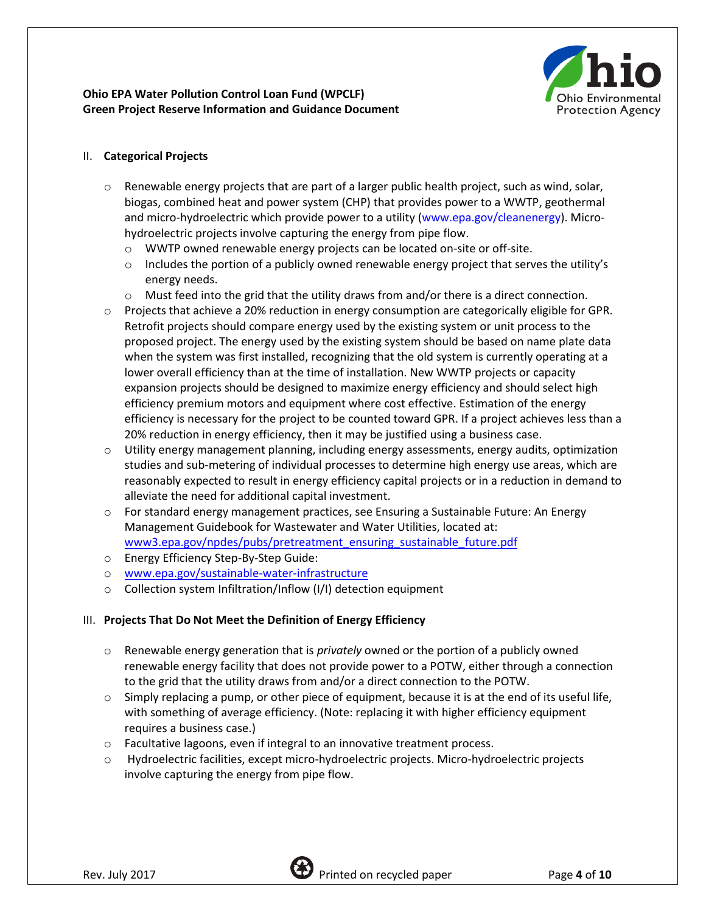## II. Categorical Projects

- Renewable energy projects that are part of a larger public health project, such as wind, solar, biogas, combined heat and power system (CHP) that provides power to a WWTP, geothermal and micro-hydroelectric which provide power to a utility (www.epa.gov/cleanenergy). Micro-hydroelectric projects involve capturing the energy from pipe flow.
  - WWTP owned renewable energy projects can be located on-site or off-site.
  - Includes the portion of a publicly owned renewable energy project that serves the utility's energy needs.
  - Must feed into the grid that the utility draws from and/or there is a direct connection.
- Projects that achieve a 20% reduction in energy consumption are categorically eligible for GPR. Retrofit projects should compare energy used by the existing system or unit process to the proposed project. The energy used by the existing system should be based on name plate data when the system was first installed, recognizing that the old system is currently operating at a lower overall efficiency than at the time of installation. New WWTP projects or capacity expansion projects should be designed to maximize energy efficiency and should select high efficiency premium motors and equipment where cost effective. Estimation of the energy efficiency is necessary for the project to be counted toward GPR. If a project achieves less than a 20% reduction in energy efficiency, then it may be justified using a business case.
- Utility energy management planning, including energy assessments, energy audits, optimization studies and sub-metering of individual processes to determine high energy use areas, which are reasonably expected to result in energy efficiency capital projects or in a reduction in demand to alleviate the need for additional capital investment.
- For standard energy management practices, see Ensuring a Sustainable Future: An Energy Management Guidebook for Wastewater and Water Utilities, located at: www3.epa.gov/npdes/pubs/pretreatment_ensuring_sustainable_future.pdf
- Energy Efficiency Step-By-Step Guide:
- www.epa.gov/sustainable-water-infrastructure
- Collection system Infiltration/Inflow (I/I) detection equipment

## III. Projects That Do Not Meet the Definition of Energy Efficiency

- Renewable energy generation that is *privately* owned or the portion of a publicly owned renewable energy facility that does not provide power to a POTW, either through a connection to the grid that the utility draws from and/or a direct connection to the POTW.
- Simply replacing a pump, or other piece of equipment, because it is at the end of its useful life, with something of average efficiency. (Note: replacing it with higher efficiency equipment requires a business case.)
- Facultative lagoons, even if integral to an innovative treatment process.
- Hydroelectric facilities, except micro-hydroelectric projects. Micro-hydroelectric projects involve capturing the energy from pipe flow.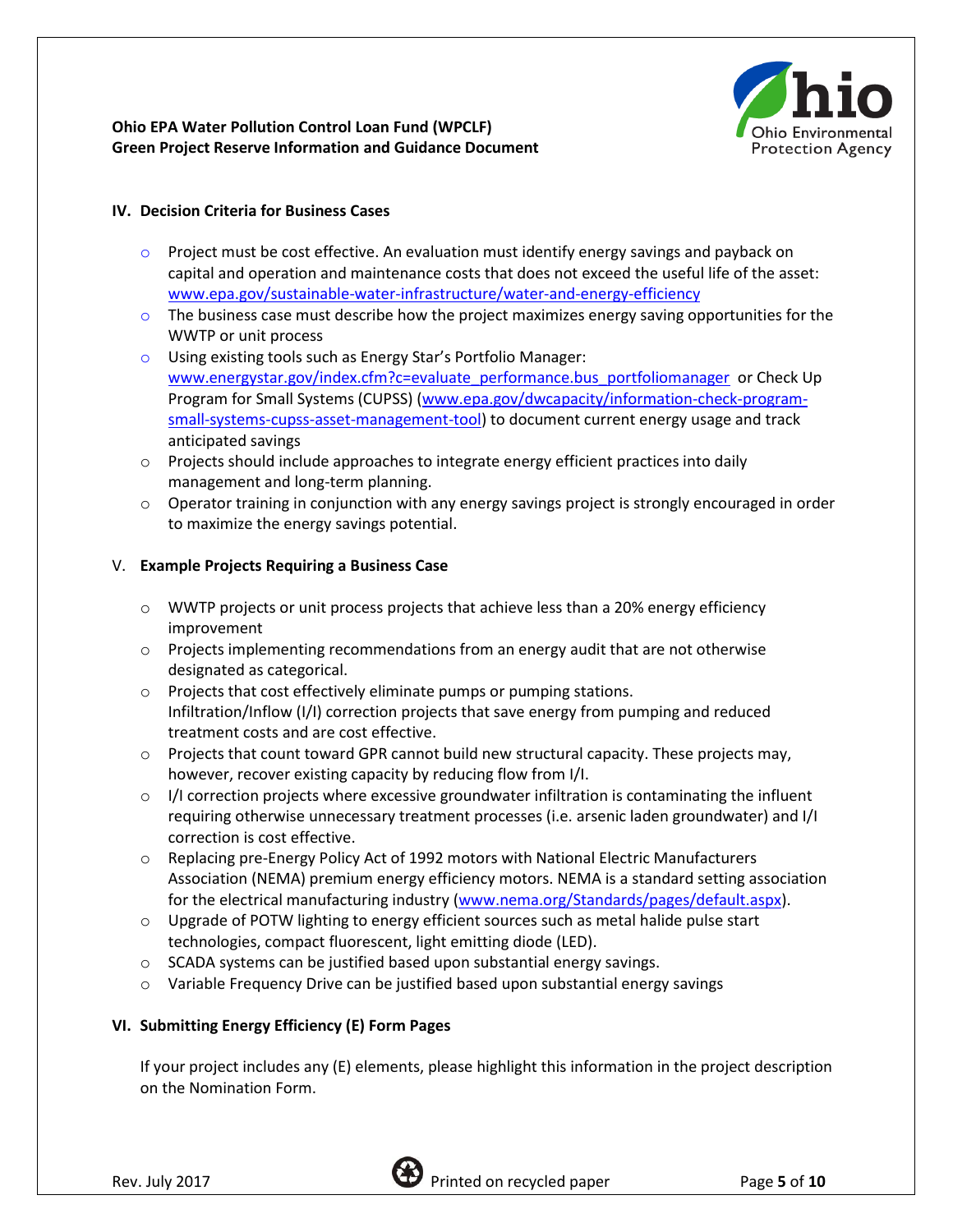## IV. Decision Criteria for Business Cases

- Project must be cost effective. An evaluation must identify energy savings and payback on capital and operation and maintenance costs that does not exceed the useful life of the asset: www.epa.gov/sustainable-water-infrastructure/water-and-energy-efficiency
- The business case must describe how the project maximizes energy saving opportunities for the WWTP or unit process
- Using existing tools such as Energy Star's Portfolio Manager: www.energystar.gov/index.cfm?c=evaluate_performance.bus_portfoliomanager or Check Up Program for Small Systems (CUPSS) (www.epa.gov/dwcapacity/information-check-program-small-systems-cupss-asset-management-tool) to document current energy usage and track anticipated savings
- Projects should include approaches to integrate energy efficient practices into daily management and long-term planning.
- Operator training in conjunction with any energy savings project is strongly encouraged in order to maximize the energy savings potential.

## V. Example Projects Requiring a Business Case

- WWTP projects or unit process projects that achieve less than a 20% energy efficiency improvement
- Projects implementing recommendations from an energy audit that are not otherwise designated as categorical.
- Projects that cost effectively eliminate pumps or pumping stations.
  Infiltration/Inflow (I/I) correction projects that save energy from pumping and reduced treatment costs and are cost effective.
- Projects that count toward GPR cannot build new structural capacity. These projects may, however, recover existing capacity by reducing flow from I/I.
- I/I correction projects where excessive groundwater infiltration is contaminating the influent requiring otherwise unnecessary treatment processes (i.e. arsenic laden groundwater) and I/I correction is cost effective.
- Replacing pre-Energy Policy Act of 1992 motors with National Electric Manufacturers Association (NEMA) premium energy efficiency motors. NEMA is a standard setting association for the electrical manufacturing industry (www.nema.org/Standards/pages/default.aspx).
- Upgrade of POTW lighting to energy efficient sources such as metal halide pulse start technologies, compact fluorescent, light emitting diode (LED).
- SCADA systems can be justified based upon substantial energy savings.
- Variable Frequency Drive can be justified based upon substantial energy savings

## VI. Submitting Energy Efficiency (E) Form Pages

If your project includes any (E) elements, please highlight this information in the project description on the Nomination Form.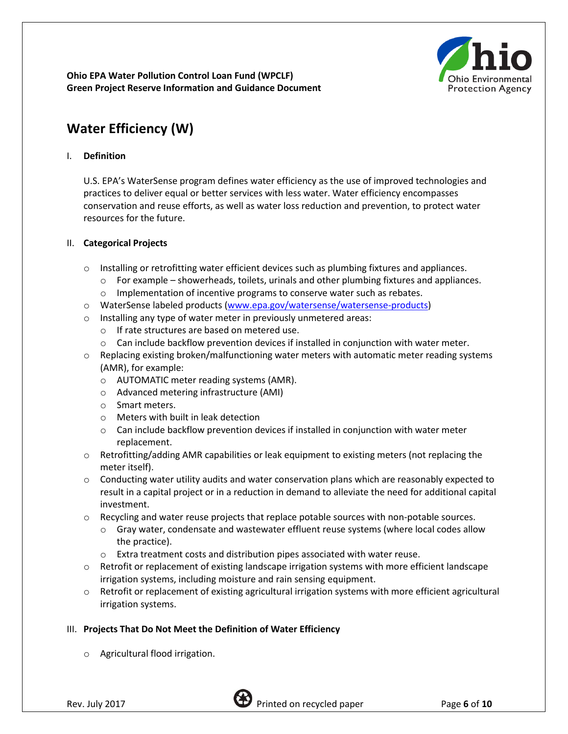# Water Efficiency (W)

I. **Definition**

U.S. EPA's WaterSense program defines water efficiency as the use of improved technologies and practices to deliver equal or better services with less water. Water efficiency encompasses conservation and reuse efforts, as well as water loss reduction and prevention, to protect water resources for the future.

II. **Categorical Projects**

- Installing or retrofitting water efficient devices such as plumbing fixtures and appliances.
  - For example – showerheads, toilets, urinals and other plumbing fixtures and appliances.
  - Implementation of incentive programs to conserve water such as rebates.
- WaterSense labeled products (www.epa.gov/watersense/watersense-products)
- Installing any type of water meter in previously unmetered areas:
  - If rate structures are based on metered use.
  - Can include backflow prevention devices if installed in conjunction with water meter.
- Replacing existing broken/malfunctioning water meters with automatic meter reading systems (AMR), for example:
  - AUTOMATIC meter reading systems (AMR).
  - Advanced metering infrastructure (AMI)
  - Smart meters.
  - Meters with built in leak detection
  - Can include backflow prevention devices if installed in conjunction with water meter replacement.
- Retrofitting/adding AMR capabilities or leak equipment to existing meters (not replacing the meter itself).
- Conducting water utility audits and water conservation plans which are reasonably expected to result in a capital project or in a reduction in demand to alleviate the need for additional capital investment.
- Recycling and water reuse projects that replace potable sources with non-potable sources.
  - Gray water, condensate and wastewater effluent reuse systems (where local codes allow the practice).
  - Extra treatment costs and distribution pipes associated with water reuse.
- Retrofit or replacement of existing landscape irrigation systems with more efficient landscape irrigation systems, including moisture and rain sensing equipment.
- Retrofit or replacement of existing agricultural irrigation systems with more efficient agricultural irrigation systems.

III. **Projects That Do Not Meet the Definition of Water Efficiency**

- Agricultural flood irrigation.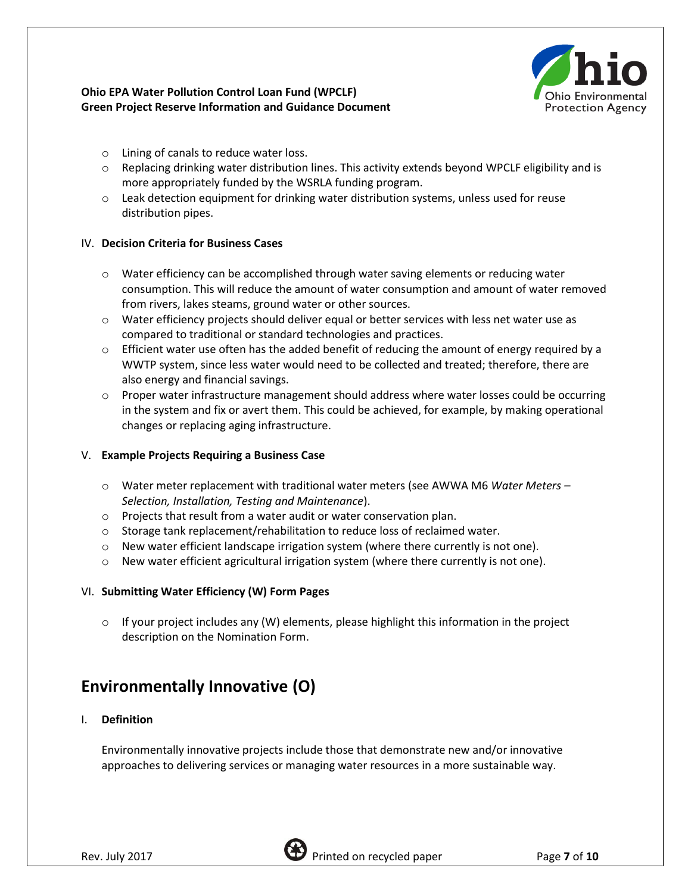- Lining of canals to reduce water loss.
- Replacing drinking water distribution lines. This activity extends beyond WPCLF eligibility and is more appropriately funded by the WSRLA funding program.
- Leak detection equipment for drinking water distribution systems, unless used for reuse distribution pipes.

IV. **Decision Criteria for Business Cases**

- Water efficiency can be accomplished through water saving elements or reducing water consumption. This will reduce the amount of water consumption and amount of water removed from rivers, lakes steams, ground water or other sources.
- Water efficiency projects should deliver equal or better services with less net water use as compared to traditional or standard technologies and practices.
- Efficient water use often has the added benefit of reducing the amount of energy required by a WWTP system, since less water would need to be collected and treated; therefore, there are also energy and financial savings.
- Proper water infrastructure management should address where water losses could be occurring in the system and fix or avert them. This could be achieved, for example, by making operational changes or replacing aging infrastructure.

V. **Example Projects Requiring a Business Case**

- Water meter replacement with traditional water meters (see AWWA M6 *Water Meters – Selection, Installation, Testing and Maintenance*).
- Projects that result from a water audit or water conservation plan.
- Storage tank replacement/rehabilitation to reduce loss of reclaimed water.
- New water efficient landscape irrigation system (where there currently is not one).
- New water efficient agricultural irrigation system (where there currently is not one).

VI. **Submitting Water Efficiency (W) Form Pages**

- If your project includes any (W) elements, please highlight this information in the project description on the Nomination Form.

# Environmentally Innovative (O)

I. **Definition**

Environmentally innovative projects include those that demonstrate new and/or innovative approaches to delivering services or managing water resources in a more sustainable way.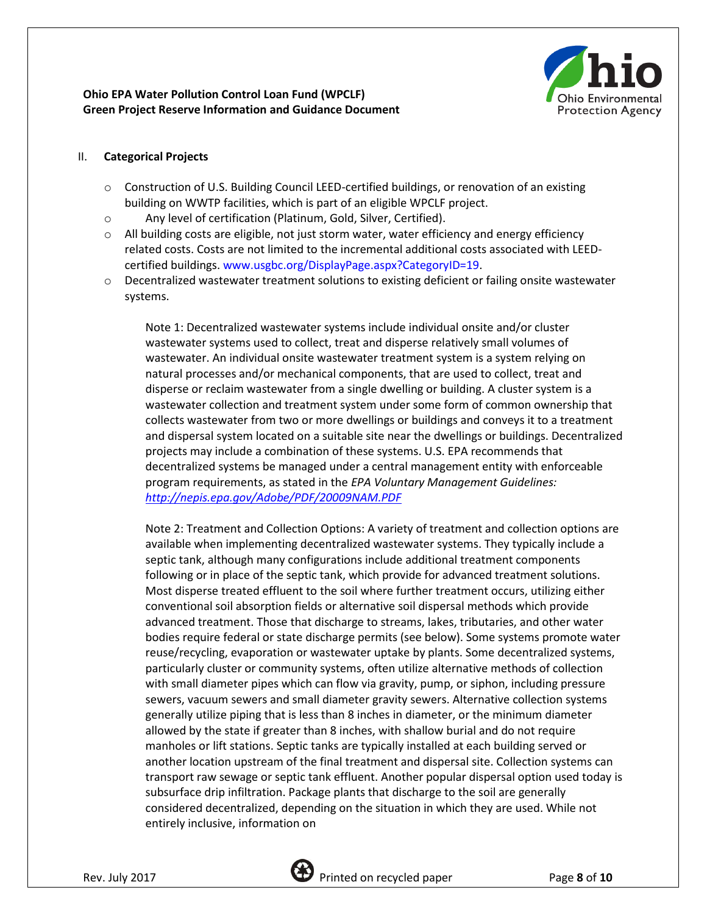II. **Categorical Projects**

- Construction of U.S. Building Council LEED-certified buildings, or renovation of an existing building on WWTP facilities, which is part of an eligible WPCLF project.
- Any level of certification (Platinum, Gold, Silver, Certified).
- All building costs are eligible, not just storm water, water efficiency and energy efficiency related costs. Costs are not limited to the incremental additional costs associated with LEED-certified buildings. www.usgbc.org/DisplayPage.aspx?CategoryID=19.
- Decentralized wastewater treatment solutions to existing deficient or failing onsite wastewater systems.

  Note 1: Decentralized wastewater systems include individual onsite and/or cluster wastewater systems used to collect, treat and disperse relatively small volumes of wastewater. An individual onsite wastewater treatment system is a system relying on natural processes and/or mechanical components, that are used to collect, treat and disperse or reclaim wastewater from a single dwelling or building. A cluster system is a wastewater collection and treatment system under some form of common ownership that collects wastewater from two or more dwellings or buildings and conveys it to a treatment and dispersal system located on a suitable site near the dwellings or buildings. Decentralized projects may include a combination of these systems. U.S. EPA recommends that decentralized systems be managed under a central management entity with enforceable program requirements, as stated in the *EPA Voluntary Management Guidelines: http://nepis.epa.gov/Adobe/PDF/20009NAM.PDF*

  Note 2: Treatment and Collection Options: A variety of treatment and collection options are available when implementing decentralized wastewater systems. They typically include a septic tank, although many configurations include additional treatment components following or in place of the septic tank, which provide for advanced treatment solutions. Most disperse treated effluent to the soil where further treatment occurs, utilizing either conventional soil absorption fields or alternative soil dispersal methods which provide advanced treatment. Those that discharge to streams, lakes, tributaries, and other water bodies require federal or state discharge permits (see below). Some systems promote water reuse/recycling, evaporation or wastewater uptake by plants. Some decentralized systems, particularly cluster or community systems, often utilize alternative methods of collection with small diameter pipes which can flow via gravity, pump, or siphon, including pressure sewers, vacuum sewers and small diameter gravity sewers. Alternative collection systems generally utilize piping that is less than 8 inches in diameter, or the minimum diameter allowed by the state if greater than 8 inches, with shallow burial and do not require manholes or lift stations. Septic tanks are typically installed at each building served or another location upstream of the final treatment and dispersal site. Collection systems can transport raw sewage or septic tank effluent. Another popular dispersal option used today is subsurface drip infiltration. Package plants that discharge to the soil are generally considered decentralized, depending on the situation in which they are used. While not entirely inclusive, information on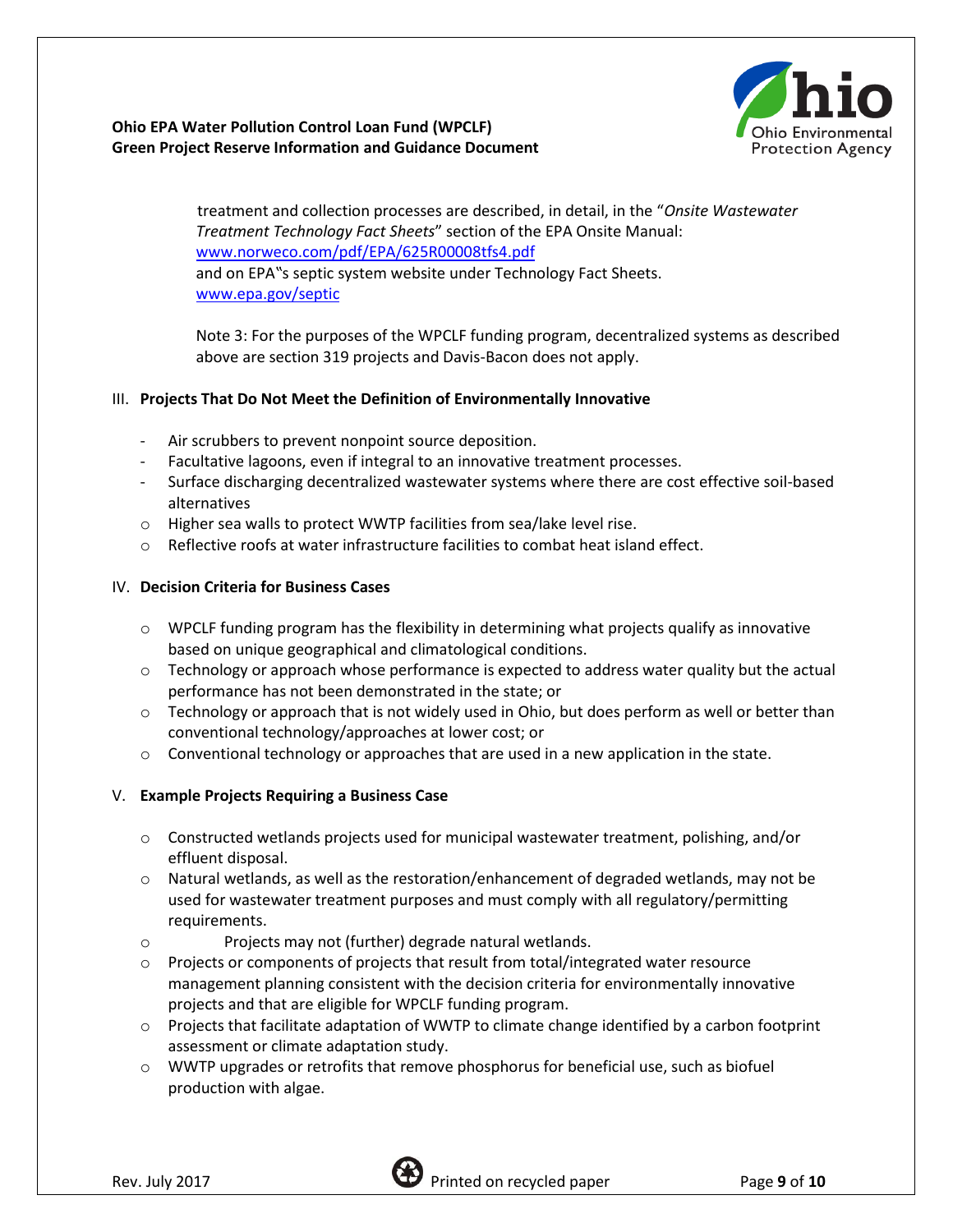treatment and collection processes are described, in detail, in the "*Onsite Wastewater Treatment Technology Fact Sheets*" section of the EPA Onsite Manual: [www.norweco.com/pdf/EPA/625R00008tfs4.pdf](www.norweco.com/pdf/EPA/625R00008tfs4.pdf)
and on EPA"s septic system website under Technology Fact Sheets. [www.epa.gov/septic](www.epa.gov/septic)

Note 3: For the purposes of the WPCLF funding program, decentralized systems as described above are section 319 projects and Davis-Bacon does not apply.

## III. Projects That Do Not Meet the Definition of Environmentally Innovative

- Air scrubbers to prevent nonpoint source deposition.
- Facultative lagoons, even if integral to an innovative treatment processes.
- Surface discharging decentralized wastewater systems where there are cost effective soil-based alternatives
- Higher sea walls to protect WWTP facilities from sea/lake level rise.
- Reflective roofs at water infrastructure facilities to combat heat island effect.

## IV. Decision Criteria for Business Cases

- WPCLF funding program has the flexibility in determining what projects qualify as innovative based on unique geographical and climatological conditions.
- Technology or approach whose performance is expected to address water quality but the actual performance has not been demonstrated in the state; or
- Technology or approach that is not widely used in Ohio, but does perform as well or better than conventional technology/approaches at lower cost; or
- Conventional technology or approaches that are used in a new application in the state.

## V. Example Projects Requiring a Business Case

- Constructed wetlands projects used for municipal wastewater treatment, polishing, and/or effluent disposal.
- Natural wetlands, as well as the restoration/enhancement of degraded wetlands, may not be used for wastewater treatment purposes and must comply with all regulatory/permitting requirements.
- Projects may not (further) degrade natural wetlands.
- Projects or components of projects that result from total/integrated water resource management planning consistent with the decision criteria for environmentally innovative projects and that are eligible for WPCLF funding program.
- Projects that facilitate adaptation of WWTP to climate change identified by a carbon footprint assessment or climate adaptation study.
- WWTP upgrades or retrofits that remove phosphorus for beneficial use, such as biofuel production with algae.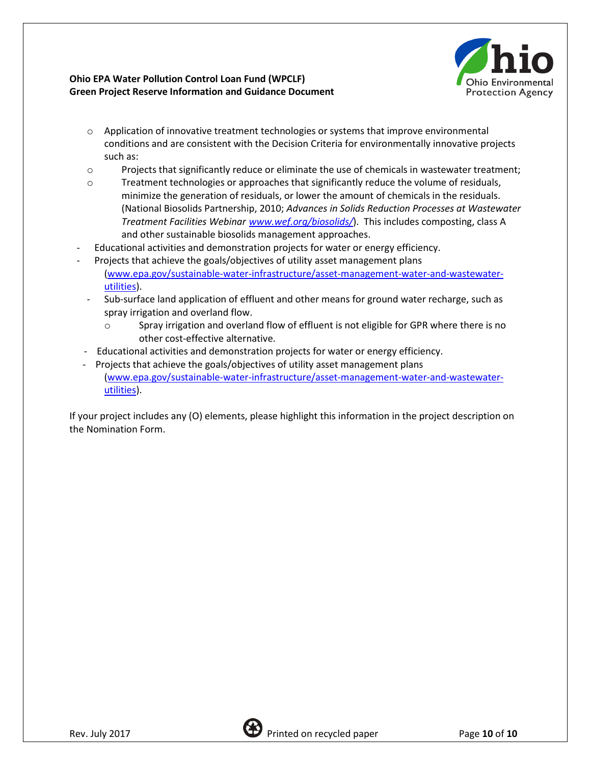- Application of innovative treatment technologies or systems that improve environmental conditions and are consistent with the Decision Criteria for environmentally innovative projects such as:
- Projects that significantly reduce or eliminate the use of chemicals in wastewater treatment;
- Treatment technologies or approaches that significantly reduce the volume of residuals, minimize the generation of residuals, or lower the amount of chemicals in the residuals. (National Biosolids Partnership, 2010; *Advances in Solids Reduction Processes at Wastewater Treatment Facilities Webinar [www.wef.org/biosolids/](www.wef.org/biosolids/)*). This includes composting, class A and other sustainable biosolids management approaches.

- Educational activities and demonstration projects for water or energy efficiency.
- Projects that achieve the goals/objectives of utility asset management plans ([www.epa.gov/sustainable-water-infrastructure/asset-management-water-and-wastewater-utilities](www.epa.gov/sustainable-water-infrastructure/asset-management-water-and-wastewater-utilities)).
- Sub-surface land application of effluent and other means for ground water recharge, such as spray irrigation and overland flow.
  - Spray irrigation and overland flow of effluent is not eligible for GPR where there is no other cost-effective alternative.
- Educational activities and demonstration projects for water or energy efficiency.
- Projects that achieve the goals/objectives of utility asset management plans ([www.epa.gov/sustainable-water-infrastructure/asset-management-water-and-wastewater-utilities](www.epa.gov/sustainable-water-infrastructure/asset-management-water-and-wastewater-utilities)).

If your project includes any (O) elements, please highlight this information in the project description on the Nomination Form.